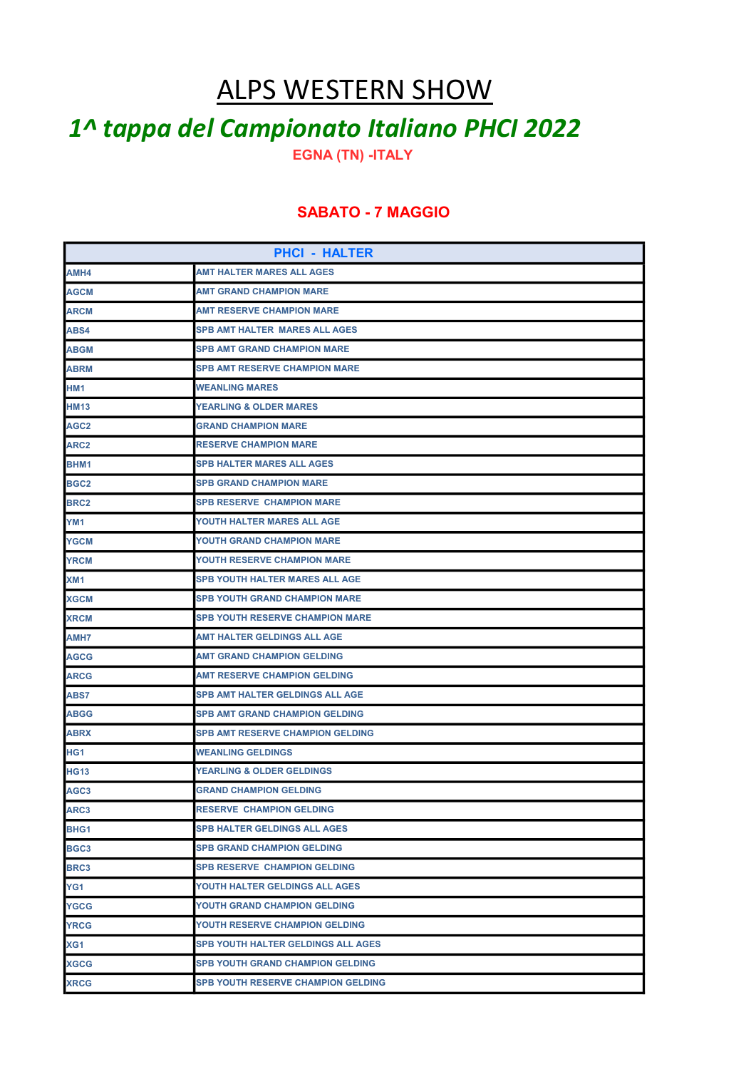# ALPS WESTERN SHOW

## *1^ tappa del Campionato Italiano PHCI 2022*

**EGNA (TN) -ITALY**

**SABATO - 7 MAGGIO**

| PHCI - HALTER | |
|---|---|
| AMH4 | AMT HALTER MARES ALL AGES |
| AGCM | AMT GRAND CHAMPION MARE |
| ARCM | AMT RESERVE CHAMPION MARE |
| ABS4 | SPB AMT HALTER MARES ALL AGES |
| ABGM | SPB AMT GRAND CHAMPION MARE |
| ABRM | SPB AMT RESERVE CHAMPION MARE |
| HM1 | WEANLING MARES |
| HM13 | YEARLING & OLDER MARES |
| AGC2 | GRAND CHAMPION MARE |
| ARC2 | RESERVE CHAMPION MARE |
| BHM1 | SPB HALTER MARES ALL AGES |
| BGC2 | SPB GRAND CHAMPION MARE |
| BRC2 | SPB RESERVE CHAMPION MARE |
| YM1 | YOUTH HALTER MARES ALL AGE |
| YGCM | YOUTH GRAND CHAMPION MARE |
| YRCM | YOUTH RESERVE CHAMPION MARE |
| XM1 | SPB YOUTH HALTER MARES ALL AGE |
| XGCM | SPB YOUTH GRAND CHAMPION MARE |
| XRCM | SPB YOUTH RESERVE CHAMPION MARE |
| AMH7 | AMT HALTER GELDINGS ALL AGE |
| AGCG | AMT GRAND CHAMPION GELDING |
| ARCG | AMT RESERVE CHAMPION GELDING |
| ABS7 | SPB AMT HALTER GELDINGS ALL AGE |
| ABGG | SPB AMT GRAND CHAMPION GELDING |
| ABRX | SPB AMT RESERVE CHAMPION GELDING |
| HG1 | WEANLING GELDINGS |
| HG13 | YEARLING & OLDER GELDINGS |
| AGC3 | GRAND CHAMPION GELDING |
| ARC3 | RESERVE CHAMPION GELDING |
| BHG1 | SPB HALTER GELDINGS ALL AGES |
| BGC3 | SPB GRAND CHAMPION GELDING |
| BRC3 | SPB RESERVE CHAMPION GELDING |
| YG1 | YOUTH HALTER GELDINGS ALL AGES |
| YGCG | YOUTH GRAND CHAMPION GELDING |
| YRCG | YOUTH RESERVE CHAMPION GELDING |
| XG1 | SPB YOUTH HALTER GELDINGS ALL AGES |
| XGCG | SPB YOUTH GRAND CHAMPION GELDING |
| XRCG | SPB YOUTH RESERVE CHAMPION GELDING |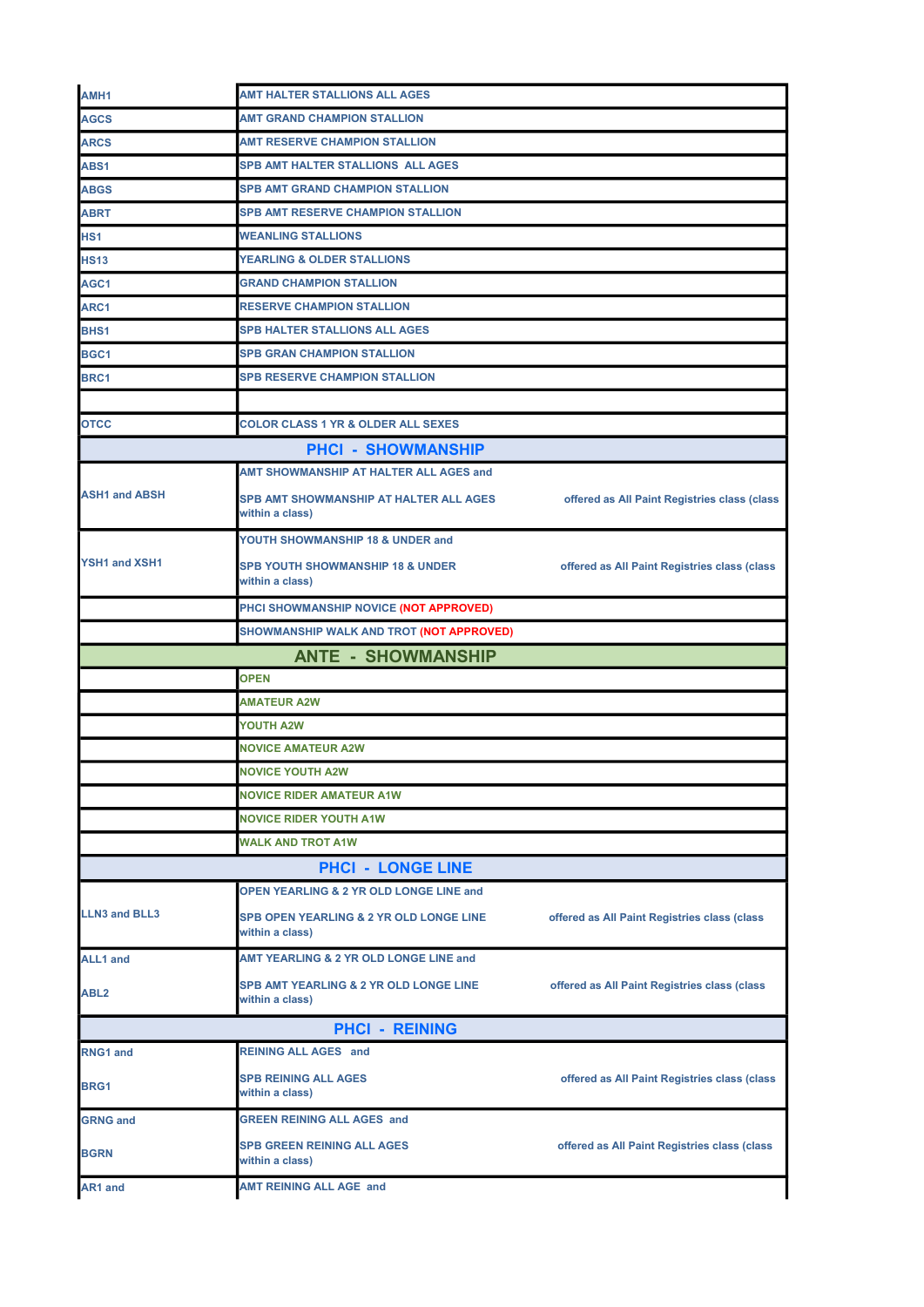| | |
|---|---|
| AMH1 | AMT HALTER STALLIONS ALL AGES |
| AGCS | AMT GRAND CHAMPION STALLION |
| ARCS | AMT RESERVE CHAMPION STALLION |
| ABS1 | SPB AMT HALTER STALLIONS ALL AGES |
| ABGS | SPB AMT GRAND CHAMPION STALLION |
| ABRT | SPB AMT RESERVE CHAMPION STALLION |
| HS1 | WEANLING STALLIONS |
| HS13 | YEARLING & OLDER STALLIONS |
| AGC1 | GRAND CHAMPION STALLION |
| ARC1 | RESERVE CHAMPION STALLION |
| BHS1 | SPB HALTER STALLIONS ALL AGES |
| BGC1 | SPB GRAN CHAMPION STALLION |
| BRC1 | SPB RESERVE CHAMPION STALLION |
| | |
| OTCC | COLOR CLASS 1 YR & OLDER ALL SEXES |
| **PHCI - SHOWMANSHIP** | |
| ASH1 and ABSH | AMT SHOWMANSHIP AT HALTER ALL AGES and SPB AMT SHOWMANSHIP AT HALTER ALL AGES offered as All Paint Registries class (class within a class) |
| YSH1 and XSH1 | YOUTH SHOWMANSHIP 18 & UNDER and SPB YOUTH SHOWMANSHIP 18 & UNDER offered as All Paint Registries class (class within a class) |
| | PHCI SHOWMANSHIP NOVICE (NOT APPROVED) |
| | SHOWMANSHIP WALK AND TROT (NOT APPROVED) |
| **ANTE - SHOWMANSHIP** | |
| | OPEN |
| | AMATEUR A2W |
| | YOUTH A2W |
| | NOVICE AMATEUR A2W |
| | NOVICE YOUTH A2W |
| | NOVICE RIDER AMATEUR A1W |
| | NOVICE RIDER YOUTH A1W |
| | WALK AND TROT A1W |
| **PHCI - LONGE LINE** | |
| LLN3 and BLL3 | OPEN YEARLING & 2 YR OLD LONGE LINE and SPB OPEN YEARLING & 2 YR OLD LONGE LINE offered as All Paint Registries class (class within a class) |
| ALL1 and ABL2 | AMT YEARLING & 2 YR OLD LONGE LINE and SPB AMT YEARLING & 2 YR OLD LONGE LINE offered as All Paint Registries class (class within a class) |
| **PHCI - REINING** | |
| RNG1 and BRG1 | REINING ALL AGES and SPB REINING ALL AGES offered as All Paint Registries class (class within a class) |
| GRNG and BGRN | GREEN REINING ALL AGES and SPB GREEN REINING ALL AGES offered as All Paint Registries class (class within a class) |
| AR1 and | AMT REINING ALL AGE and |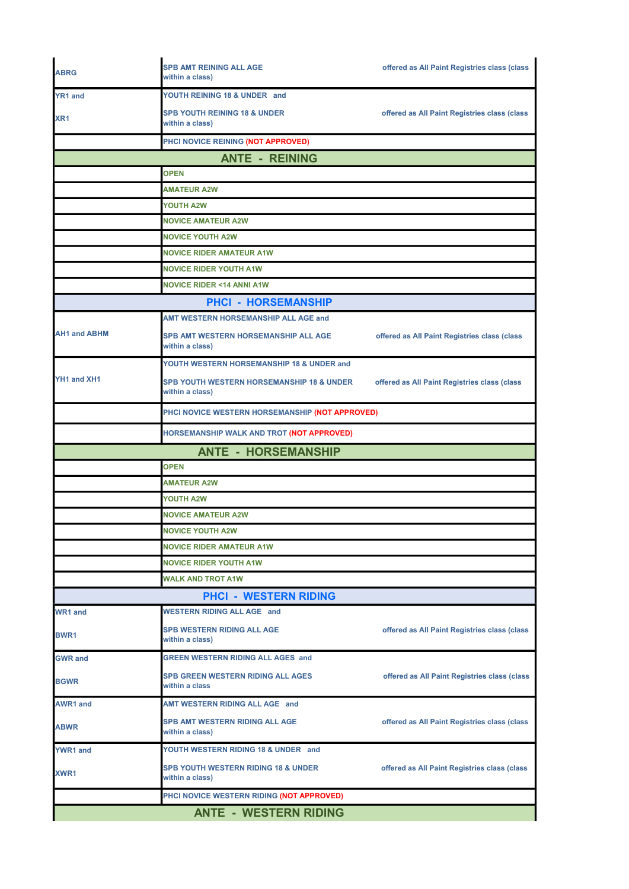| | | |
|---|---|---|
| ABRG | SPB AMT REINING ALL AGE within a class) | offered as All Paint Registries class (class |
| YR1 and XR1 | YOUTH REINING 18 & UNDER and SPB YOUTH REINING 18 & UNDER within a class) | offered as All Paint Registries class (class |
| | PHCI NOVICE REINING (NOT APPROVED) | |
| **ANTE - REINING** | | |
| | OPEN | |
| | AMATEUR A2W | |
| | YOUTH A2W | |
| | NOVICE AMATEUR A2W | |
| | NOVICE YOUTH A2W | |
| | NOVICE RIDER AMATEUR A1W | |
| | NOVICE RIDER YOUTH A1W | |
| | NOVICE RIDER <14 ANNI A1W | |
| **PHCI - HORSEMANSHIP** | | |
| AH1 and ABHM | AMT WESTERN HORSEMANSHIP ALL AGE and SPB AMT WESTERN HORSEMANSHIP ALL AGE within a class) | offered as All Paint Registries class (class |
| YH1 and XH1 | YOUTH WESTERN HORSEMANSHIP 18 & UNDER and SPB YOUTH WESTERN HORSEMANSHIP 18 & UNDER within a class) | offered as All Paint Registries class (class |
| | PHCI NOVICE WESTERN HORSEMANSHIP (NOT APPROVED) | |
| | HORSEMANSHIP WALK AND TROT (NOT APPROVED) | |
| **ANTE - HORSEMANSHIP** | | |
| | OPEN | |
| | AMATEUR A2W | |
| | YOUTH A2W | |
| | NOVICE AMATEUR A2W | |
| | NOVICE YOUTH A2W | |
| | NOVICE RIDER AMATEUR A1W | |
| | NOVICE RIDER YOUTH A1W | |
| | WALK AND TROT A1W | |
| **PHCI - WESTERN RIDING** | | |
| WR1 and BWR1 | WESTERN RIDING ALL AGE and SPB WESTERN RIDING ALL AGE within a class) | offered as All Paint Registries class (class |
| GWR and BGWR | GREEN WESTERN RIDING ALL AGES and SPB GREEN WESTERN RIDING ALL AGES within a class | offered as All Paint Registries class (class |
| AWR1 and ABWR | AMT WESTERN RIDING ALL AGE and SPB AMT WESTERN RIDING ALL AGE within a class) | offered as All Paint Registries class (class |
| YWR1 and XWR1 | YOUTH WESTERN RIDING 18 & UNDER and SPB YOUTH WESTERN RIDING 18 & UNDER within a class) | offered as All Paint Registries class (class |
| | PHCI NOVICE WESTERN RIDING (NOT APPROVED) | |
| **ANTE - WESTERN RIDING** | | |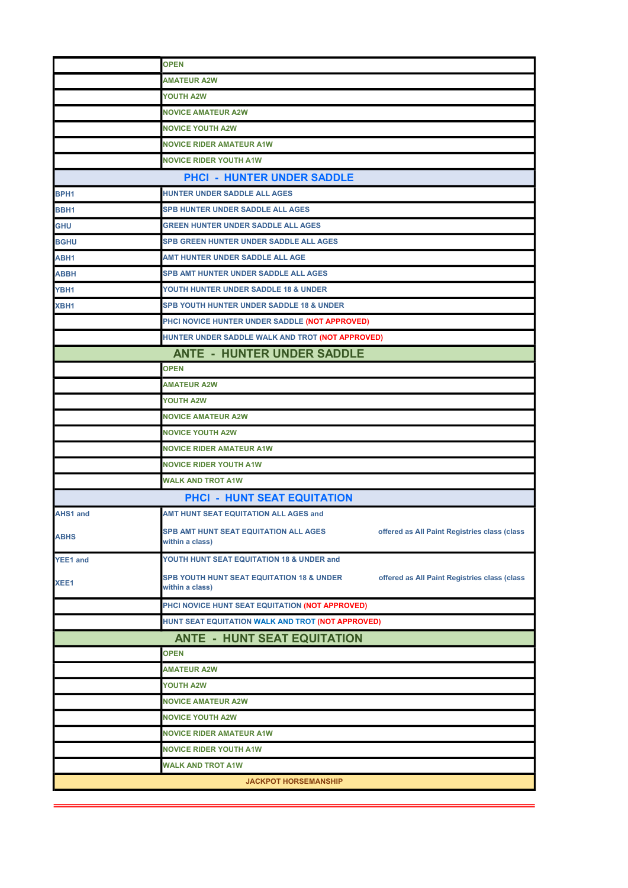| | |
|---|---|
| | OPEN |
| | AMATEUR A2W |
| | YOUTH A2W |
| | NOVICE AMATEUR A2W |
| | NOVICE YOUTH A2W |
| | NOVICE RIDER AMATEUR A1W |
| | NOVICE RIDER YOUTH A1W |
| **PHCI - HUNTER UNDER SADDLE** | |
| BPH1 | HUNTER UNDER SADDLE ALL AGES |
| BBH1 | SPB HUNTER UNDER SADDLE ALL AGES |
| GHU | GREEN HUNTER UNDER SADDLE ALL AGES |
| BGHU | SPB GREEN HUNTER UNDER SADDLE ALL AGES |
| ABH1 | AMT HUNTER UNDER SADDLE ALL AGE |
| ABBH | SPB AMT HUNTER UNDER SADDLE ALL AGES |
| YBH1 | YOUTH HUNTER UNDER SADDLE 18 & UNDER |
| XBH1 | SPB YOUTH HUNTER UNDER SADDLE 18 & UNDER |
| | PHCI NOVICE HUNTER UNDER SADDLE (NOT APPROVED) |
| | HUNTER UNDER SADDLE WALK AND TROT (NOT APPROVED) |
| **ANTE - HUNTER UNDER SADDLE** | |
| | OPEN |
| | AMATEUR A2W |
| | YOUTH A2W |
| | NOVICE AMATEUR A2W |
| | NOVICE YOUTH A2W |
| | NOVICE RIDER AMATEUR A1W |
| | NOVICE RIDER YOUTH A1W |
| | WALK AND TROT A1W |
| **PHCI - HUNT SEAT EQUITATION** | |
| AHS1 and ABHS | AMT HUNT SEAT EQUITATION ALL AGES and SPB AMT HUNT SEAT EQUITATION ALL AGES offered as All Paint Registries class (class within a class) |
| YEE1 and XEE1 | YOUTH HUNT SEAT EQUITATION 18 & UNDER and SPB YOUTH HUNT SEAT EQUITATION 18 & UNDER offered as All Paint Registries class (class within a class) |
| | PHCI NOVICE HUNT SEAT EQUITATION (NOT APPROVED) |
| | HUNT SEAT EQUITATION WALK AND TROT (NOT APPROVED) |
| **ANTE - HUNT SEAT EQUITATION** | |
| | OPEN |
| | AMATEUR A2W |
| | YOUTH A2W |
| | NOVICE AMATEUR A2W |
| | NOVICE YOUTH A2W |
| | NOVICE RIDER AMATEUR A1W |
| | NOVICE RIDER YOUTH A1W |
| | WALK AND TROT A1W |
| **JACKPOT HORSEMANSHIP** | |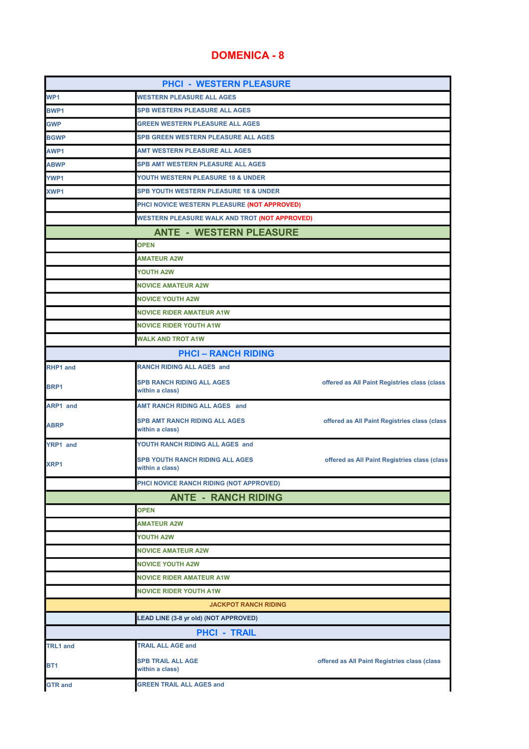# DOMENICA - 8

| PHCI - WESTERN PLEASURE | |
|---|---|
| WP1 | WESTERN PLEASURE ALL AGES |
| BWP1 | SPB WESTERN PLEASURE ALL AGES |
| GWP | GREEN WESTERN PLEASURE ALL AGES |
| BGWP | SPB GREEN WESTERN PLEASURE ALL AGES |
| AWP1 | AMT WESTERN PLEASURE ALL AGES |
| ABWP | SPB AMT WESTERN PLEASURE ALL AGES |
| YWP1 | YOUTH WESTERN PLEASURE 18 & UNDER |
| XWP1 | SPB YOUTH WESTERN PLEASURE 18 & UNDER |
| | PHCI NOVICE WESTERN PLEASURE (NOT APPROVED) |
| | WESTERN PLEASURE WALK AND TROT (NOT APPROVED) |
| **ANTE - WESTERN PLEASURE** | |
| | OPEN |
| | AMATEUR A2W |
| | YOUTH A2W |
| | NOVICE AMATEUR A2W |
| | NOVICE YOUTH A2W |
| | NOVICE RIDER AMATEUR A1W |
| | NOVICE RIDER YOUTH A1W |
| | WALK AND TROT A1W |
| **PHCI – RANCH RIDING** | |
| RHP1 and BRP1 | RANCH RIDING ALL AGES and SPB RANCH RIDING ALL AGES offered as All Paint Registries class (class within a class) |
| ARP1 and ABRP | AMT RANCH RIDING ALL AGES and SPB AMT RANCH RIDING ALL AGES offered as All Paint Registries class (class within a class) |
| YRP1 and XRP1 | YOUTH RANCH RIDING ALL AGES and SPB YOUTH RANCH RIDING ALL AGES offered as All Paint Registries class (class within a class) |
| | PHCI NOVICE RANCH RIDING (NOT APPROVED) |
| **ANTE - RANCH RIDING** | |
| | OPEN |
| | AMATEUR A2W |
| | YOUTH A2W |
| | NOVICE AMATEUR A2W |
| | NOVICE YOUTH A2W |
| | NOVICE RIDER AMATEUR A1W |
| | NOVICE RIDER YOUTH A1W |
| **JACKPOT RANCH RIDING** | |
| | LEAD LINE (3-8 yr old) (NOT APPROVED) |
| **PHCI - TRAIL** | |
| TRL1 and BT1 | TRAIL ALL AGE and SPB TRAIL ALL AGE offered as All Paint Registries class (class within a class) |
| GTR and | GREEN TRAIL ALL AGES and |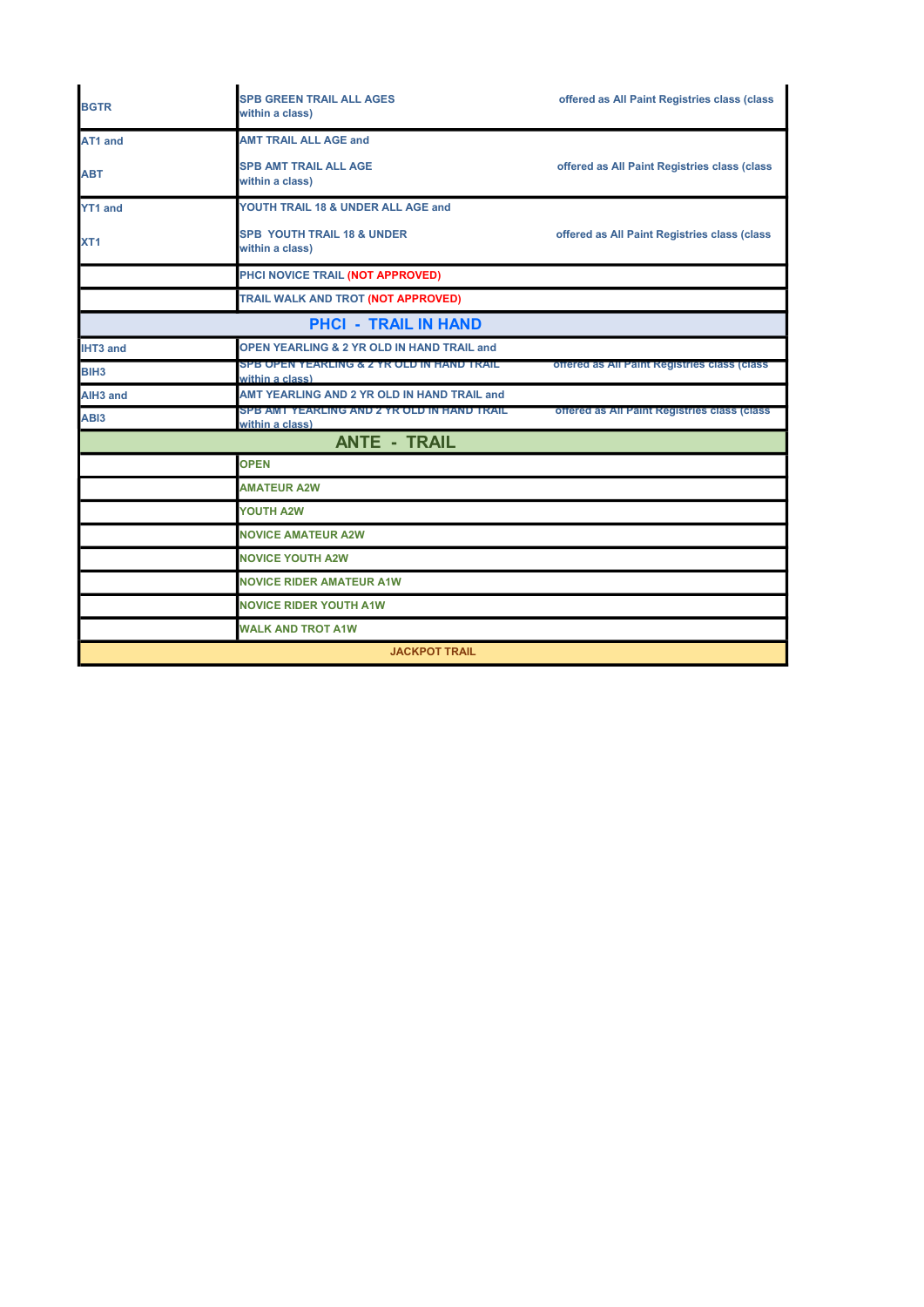| | | |
|---|---|---|
| BGTR | SPB GREEN TRAIL ALL AGES within a class) | offered as All Paint Registries class (class |
| AT1 and<br><br>ABT | AMT TRAIL ALL AGE and<br><br>SPB AMT TRAIL ALL AGE within a class) | offered as All Paint Registries class (class |
| YT1 and<br><br>XT1 | YOUTH TRAIL 18 & UNDER ALL AGE and<br><br>SPB YOUTH TRAIL 18 & UNDER within a class) | offered as All Paint Registries class (class |
| | PHCI NOVICE TRAIL (NOT APPROVED) | |
| | TRAIL WALK AND TROT (NOT APPROVED) | |
| **PHCI - TRAIL IN HAND** | | |
| IHT3 and | OPEN YEARLING & 2 YR OLD IN HAND TRAIL and | |
| BIH3 | SPB OPEN YEARLING & 2 YR OLD IN HAND TRAIL within a class) | offered as All Paint Registries class (class |
| AIH3 and | AMT YEARLING AND 2 YR OLD IN HAND TRAIL and | |
| ABI3 | SPB AMT YEARLING AND 2 YR OLD IN HAND TRAIL within a class) | offered as All Paint Registries class (class |
| **ANTE - TRAIL** | | |
| | OPEN | |
| | AMATEUR A2W | |
| | YOUTH A2W | |
| | NOVICE AMATEUR A2W | |
| | NOVICE YOUTH A2W | |
| | NOVICE RIDER AMATEUR A1W | |
| | NOVICE RIDER YOUTH A1W | |
| | WALK AND TROT A1W | |
| JACKPOT TRAIL | | |